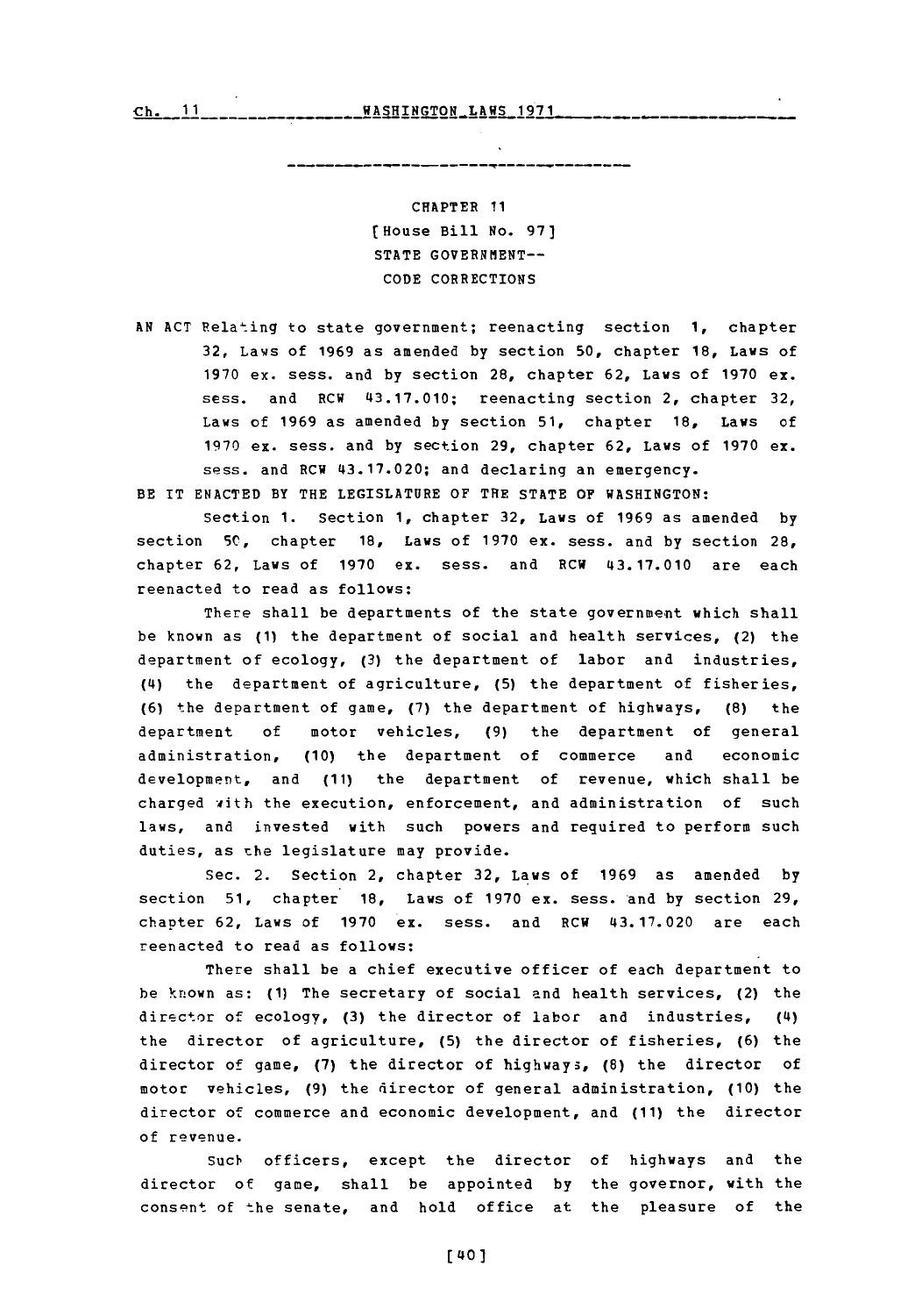CHAPTER 11
[House Bill No. 97]
STATE GOVERNMENT--
CODE CORRECTIONS

AN ACT Relating to state government; reenacting section 1, chapter 32, Laws of 1969 as amended by section 50, chapter 18, Laws of 1970 ex. sess. and by section 28, chapter 62, Laws of 1970 ex. sess. and RCW 43.17.010; reenacting section 2, chapter 32, Laws of 1969 as amended by section 51, chapter 18, Laws of 1970 ex. sess. and by section 29, chapter 62, Laws of 1970 ex. sess. and RCW 43.17.020; and declaring an emergency.

BE IT ENACTED BY THE LEGISLATURE OF THE STATE OF WASHINGTON:

Section 1. Section 1, chapter 32, Laws of 1969 as amended by section 50, chapter 18, Laws of 1970 ex. sess. and by section 28, chapter 62, Laws of 1970 ex. sess. and RCW 43.17.010 are each reenacted to read as follows:

There shall be departments of the state government which shall be known as (1) the department of social and health services, (2) the department of ecology, (3) the department of labor and industries, (4) the department of agriculture, (5) the department of fisheries, (6) the department of game, (7) the department of highways, (8) the department of motor vehicles, (9) the department of general administration, (10) the department of commerce and economic development, and (11) the department of revenue, which shall be charged with the execution, enforcement, and administration of such laws, and invested with such powers and required to perform such duties, as the legislature may provide.

Sec. 2. Section 2, chapter 32, Laws of 1969 as amended by section 51, chapter 18, Laws of 1970 ex. sess. and by section 29, chapter 62, Laws of 1970 ex. sess. and RCW 43.17.020 are each reenacted to read as follows:

There shall be a chief executive officer of each department to be known as: (1) The secretary of social and health services, (2) the director of ecology, (3) the director of labor and industries, (4) the director of agriculture, (5) the director of fisheries, (6) the director of game, (7) the director of highways, (8) the director of motor vehicles, (9) the director of general administration, (10) the director of commerce and economic development, and (11) the director of revenue.

Such officers, except the director of highways and the director of game, shall be appointed by the governor, with the consent of the senate, and hold office at the pleasure of the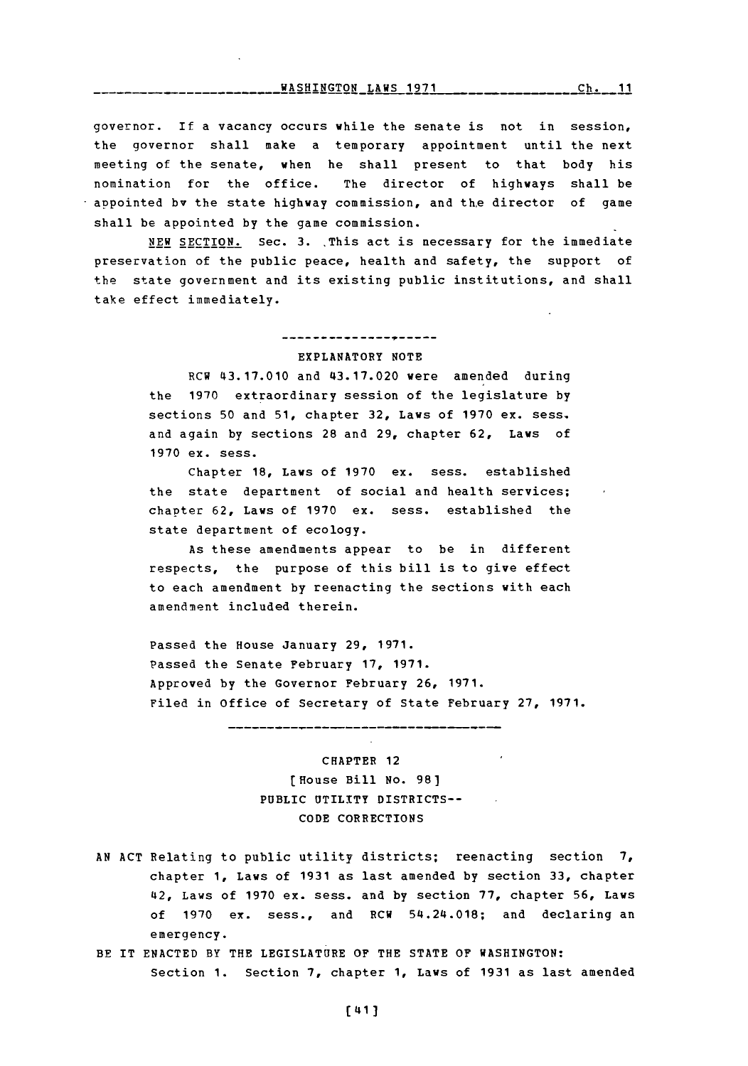governor. If a vacancy occurs while the senate is not in session, the governor shall make a temporary appointment until the next meeting of the senate, when he shall present to that body his nomination for the office. The director of highways shall be appointed by the state highway commission, and the director of game shall be appointed by the game commission.

NEW SECTION. Sec. 3. This act is necessary for the immediate preservation of the public peace, health and safety, the support of the state government and its existing public institutions, and shall take effect immediately.

---

EXPLANATORY NOTE

RCW 43.17.010 and 43.17.020 were amended during the 1970 extraordinary session of the legislature by sections 50 and 51, chapter 32, Laws of 1970 ex. sess. and again by sections 28 and 29, chapter 62, Laws of 1970 ex. sess.

Chapter 18, Laws of 1970 ex. sess. established the state department of social and health services; chapter 62, Laws of 1970 ex. sess. established the state department of ecology.

As these amendments appear to be in different respects, the purpose of this bill is to give effect to each amendment by reenacting the sections with each amendment included therein.

Passed the House January 29, 1971.
Passed the Senate February 17, 1971.
Approved by the Governor February 26, 1971.
Filed in Office of Secretary of State February 27, 1971.

---

CHAPTER 12
[House Bill No. 98]
PUBLIC UTILITY DISTRICTS--
CODE CORRECTIONS

AN ACT Relating to public utility districts; reenacting section 7, chapter 1, Laws of 1931 as last amended by section 33, chapter 42, Laws of 1970 ex. sess. and by section 77, chapter 56, Laws of 1970 ex. sess., and RCW 54.24.018; and declaring an emergency.

BE IT ENACTED BY THE LEGISLATURE OF THE STATE OF WASHINGTON:

Section 1. Section 7, chapter 1, Laws of 1931 as last amended